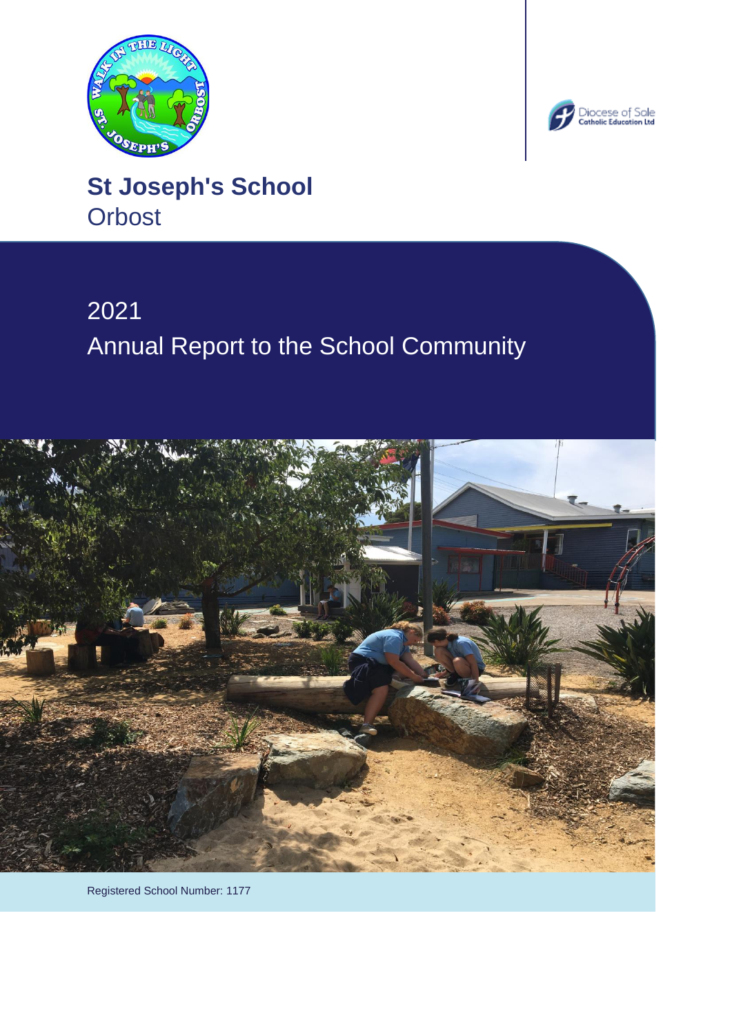# St Joseph's School
Orbost

## 2021
## Annual Report to the School Community

Registered School Number: 1177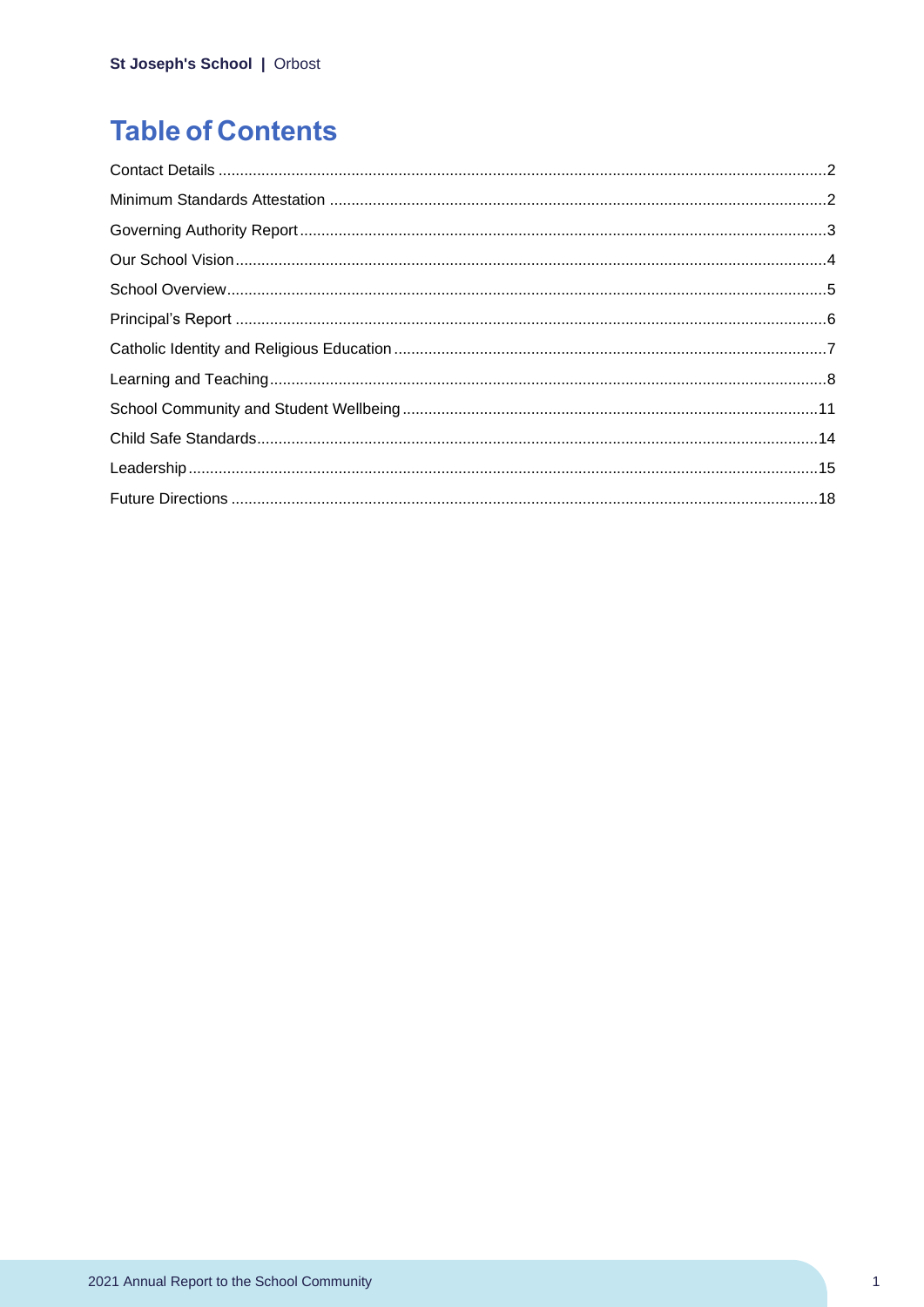# Table of Contents

Contact Details ....................................................................................................................................2
Minimum Standards Attestation ..........................................................................................................2
Governing Authority Report .................................................................................................................3
Our School Vision ................................................................................................................................4
School Overview ..................................................................................................................................5
Principal's Report ................................................................................................................................6
Catholic Identity and Religious Education ...........................................................................................7
Learning and Teaching ........................................................................................................................8
School Community and Student Wellbeing .......................................................................................11
Child Safe Standards .........................................................................................................................14
Leadership .........................................................................................................................................15
Future Directions ...............................................................................................................................18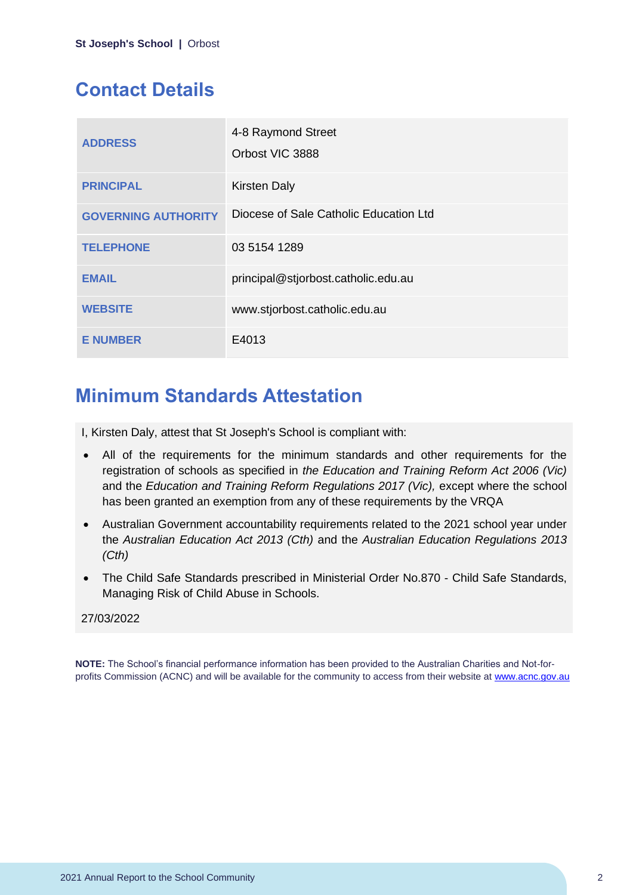## Contact Details

| | |
|---|---|
| **ADDRESS** | 4-8 Raymond Street<br>Orbost VIC 3888 |
| **PRINCIPAL** | Kirsten Daly |
| **GOVERNING AUTHORITY** | Diocese of Sale Catholic Education Ltd |
| **TELEPHONE** | 03 5154 1289 |
| **EMAIL** | principal@stjorbost.catholic.edu.au |
| **WEBSITE** | www.stjorbost.catholic.edu.au |
| **E NUMBER** | E4013 |

## Minimum Standards Attestation

I, Kirsten Daly, attest that St Joseph's School is compliant with:

- All of the requirements for the minimum standards and other requirements for the registration of schools as specified in *the Education and Training Reform Act 2006 (Vic)* and the *Education and Training Reform Regulations 2017 (Vic),* except where the school has been granted an exemption from any of these requirements by the VRQA
- Australian Government accountability requirements related to the 2021 school year under the *Australian Education Act 2013 (Cth)* and the *Australian Education Regulations 2013 (Cth)*
- The Child Safe Standards prescribed in Ministerial Order No.870 - Child Safe Standards, Managing Risk of Child Abuse in Schools.

27/03/2022

**NOTE:** The School's financial performance information has been provided to the Australian Charities and Not-for-profits Commission (ACNC) and will be available for the community to access from their website at [www.acnc.gov.au](www.acnc.gov.au)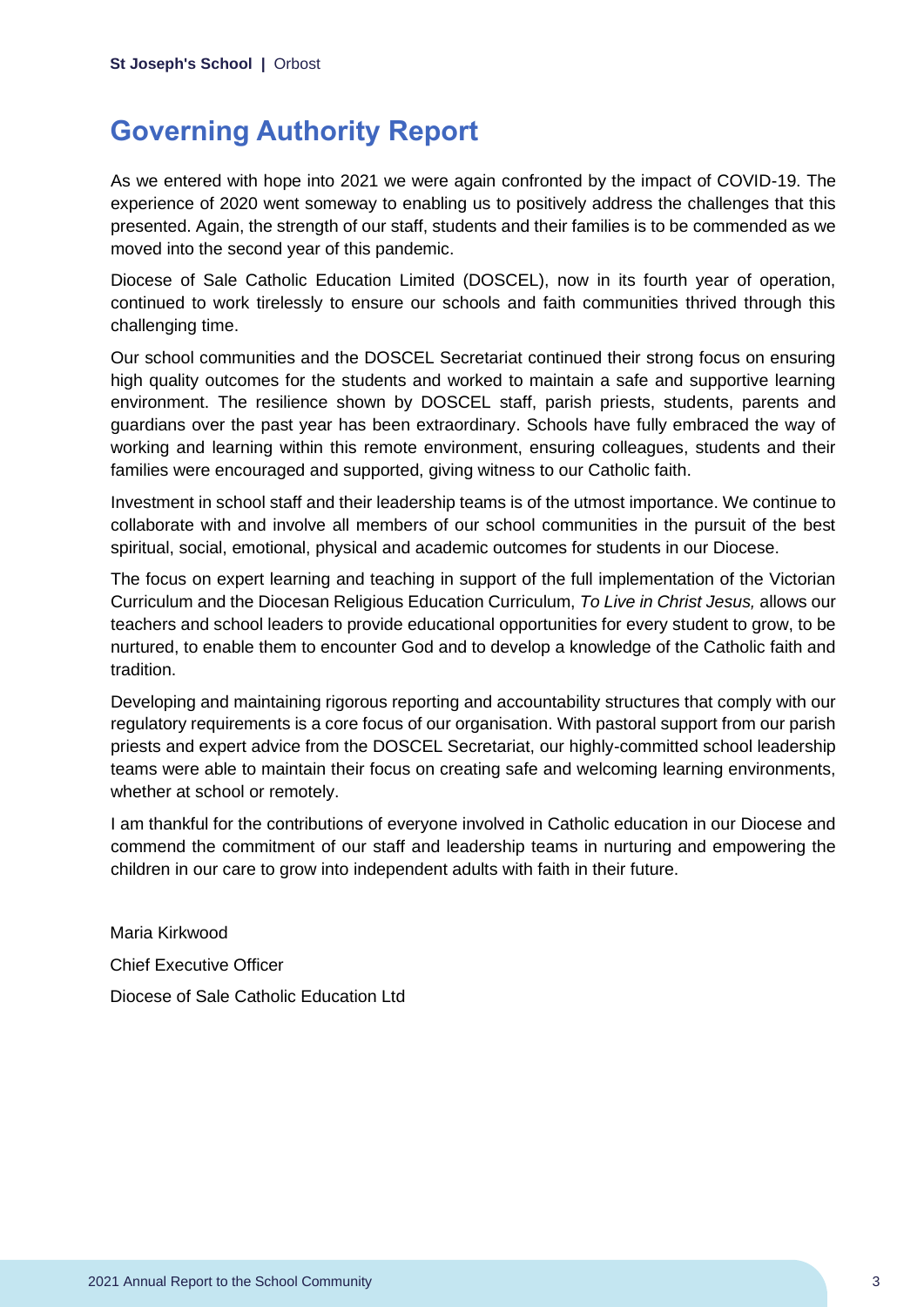# Governing Authority Report

As we entered with hope into 2021 we were again confronted by the impact of COVID-19. The experience of 2020 went someway to enabling us to positively address the challenges that this presented. Again, the strength of our staff, students and their families is to be commended as we moved into the second year of this pandemic.

Diocese of Sale Catholic Education Limited (DOSCEL), now in its fourth year of operation, continued to work tirelessly to ensure our schools and faith communities thrived through this challenging time.

Our school communities and the DOSCEL Secretariat continued their strong focus on ensuring high quality outcomes for the students and worked to maintain a safe and supportive learning environment. The resilience shown by DOSCEL staff, parish priests, students, parents and guardians over the past year has been extraordinary. Schools have fully embraced the way of working and learning within this remote environment, ensuring colleagues, students and their families were encouraged and supported, giving witness to our Catholic faith.

Investment in school staff and their leadership teams is of the utmost importance. We continue to collaborate with and involve all members of our school communities in the pursuit of the best spiritual, social, emotional, physical and academic outcomes for students in our Diocese.

The focus on expert learning and teaching in support of the full implementation of the Victorian Curriculum and the Diocesan Religious Education Curriculum, *To Live in Christ Jesus,* allows our teachers and school leaders to provide educational opportunities for every student to grow, to be nurtured, to enable them to encounter God and to develop a knowledge of the Catholic faith and tradition.

Developing and maintaining rigorous reporting and accountability structures that comply with our regulatory requirements is a core focus of our organisation. With pastoral support from our parish priests and expert advice from the DOSCEL Secretariat, our highly-committed school leadership teams were able to maintain their focus on creating safe and welcoming learning environments, whether at school or remotely.

I am thankful for the contributions of everyone involved in Catholic education in our Diocese and commend the commitment of our staff and leadership teams in nurturing and empowering the children in our care to grow into independent adults with faith in their future.

Maria Kirkwood

Chief Executive Officer

Diocese of Sale Catholic Education Ltd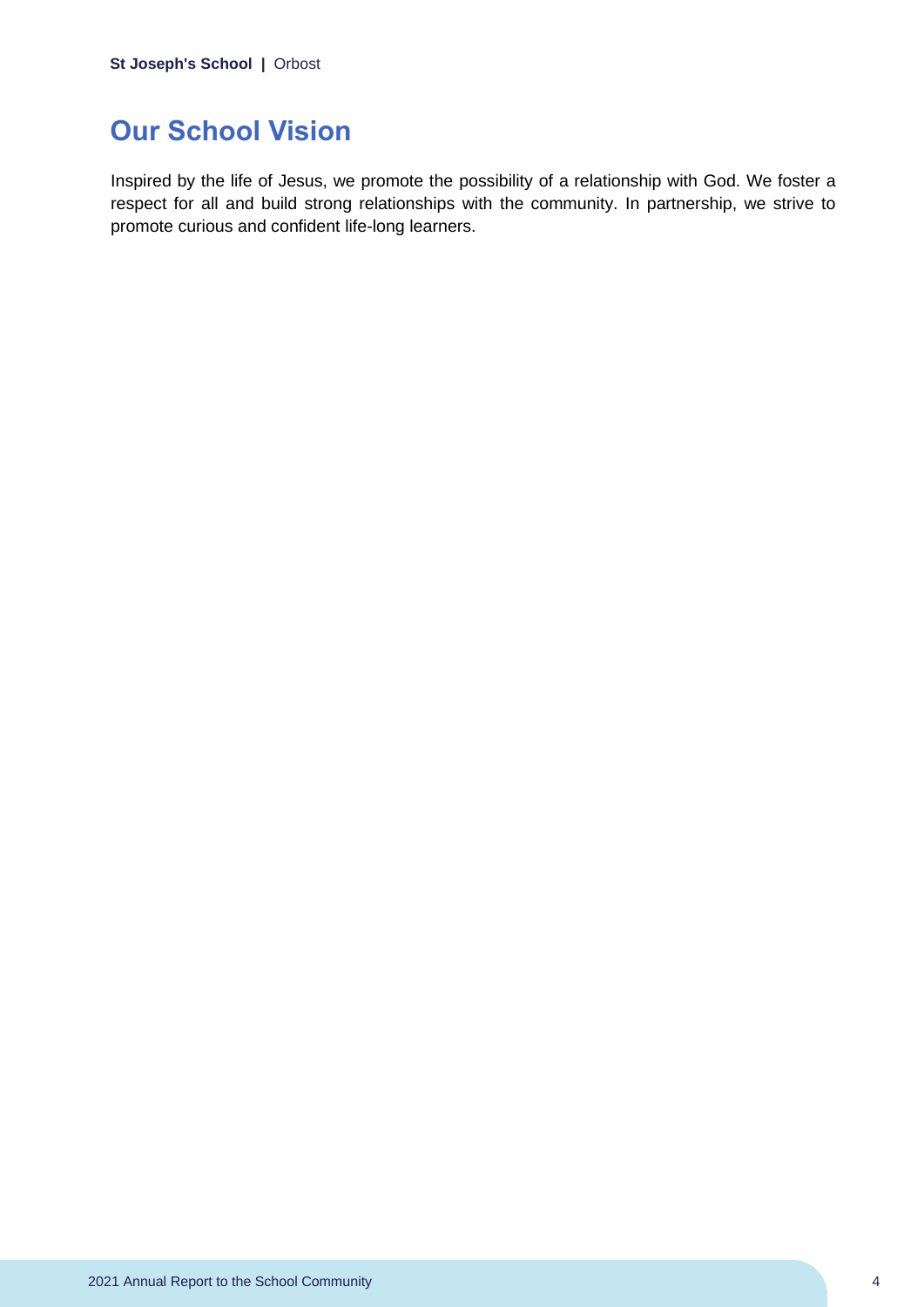## Our School Vision

Inspired by the life of Jesus, we promote the possibility of a relationship with God. We foster a respect for all and build strong relationships with the community. In partnership, we strive to promote curious and confident life-long learners.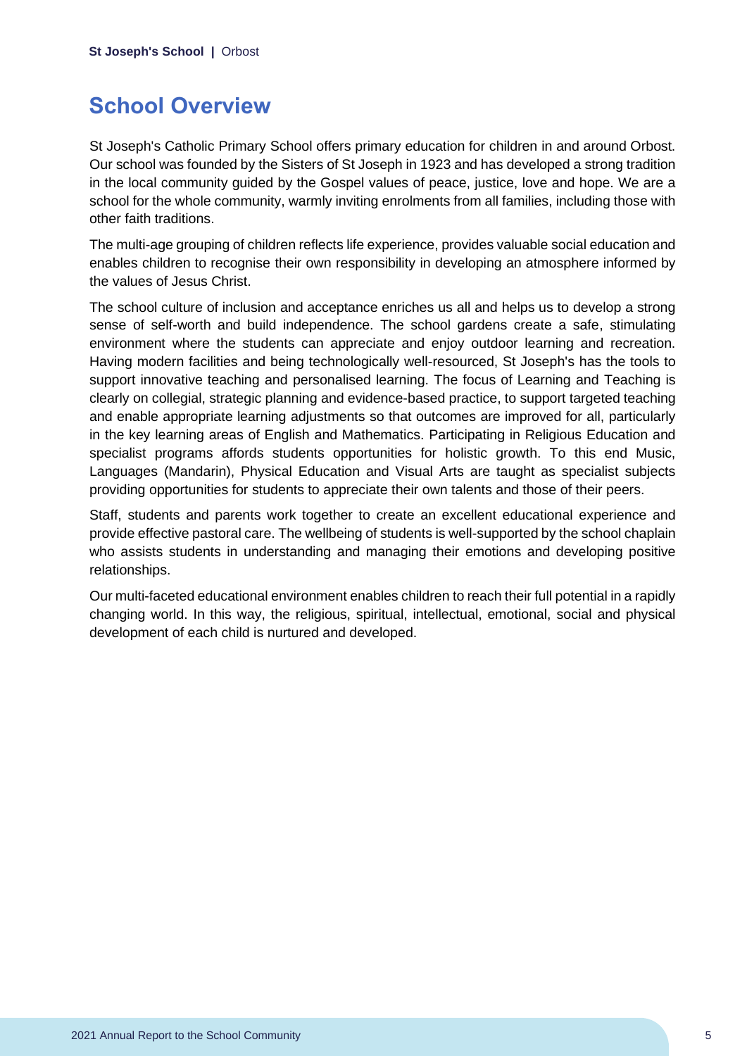## School Overview

St Joseph's Catholic Primary School offers primary education for children in and around Orbost. Our school was founded by the Sisters of St Joseph in 1923 and has developed a strong tradition in the local community guided by the Gospel values of peace, justice, love and hope. We are a school for the whole community, warmly inviting enrolments from all families, including those with other faith traditions.

The multi-age grouping of children reflects life experience, provides valuable social education and enables children to recognise their own responsibility in developing an atmosphere informed by the values of Jesus Christ.

The school culture of inclusion and acceptance enriches us all and helps us to develop a strong sense of self-worth and build independence. The school gardens create a safe, stimulating environment where the students can appreciate and enjoy outdoor learning and recreation. Having modern facilities and being technologically well-resourced, St Joseph's has the tools to support innovative teaching and personalised learning. The focus of Learning and Teaching is clearly on collegial, strategic planning and evidence-based practice, to support targeted teaching and enable appropriate learning adjustments so that outcomes are improved for all, particularly in the key learning areas of English and Mathematics. Participating in Religious Education and specialist programs affords students opportunities for holistic growth. To this end Music, Languages (Mandarin), Physical Education and Visual Arts are taught as specialist subjects providing opportunities for students to appreciate their own talents and those of their peers.

Staff, students and parents work together to create an excellent educational experience and provide effective pastoral care. The wellbeing of students is well-supported by the school chaplain who assists students in understanding and managing their emotions and developing positive relationships.

Our multi-faceted educational environment enables children to reach their full potential in a rapidly changing world. In this way, the religious, spiritual, intellectual, emotional, social and physical development of each child is nurtured and developed.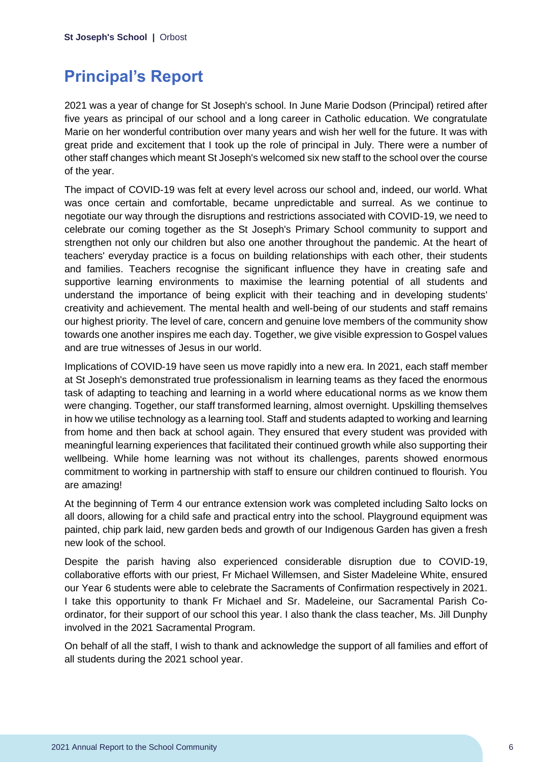## Principal's Report

2021 was a year of change for St Joseph's school. In June Marie Dodson (Principal) retired after five years as principal of our school and a long career in Catholic education. We congratulate Marie on her wonderful contribution over many years and wish her well for the future. It was with great pride and excitement that I took up the role of principal in July. There were a number of other staff changes which meant St Joseph's welcomed six new staff to the school over the course of the year.

The impact of COVID-19 was felt at every level across our school and, indeed, our world. What was once certain and comfortable, became unpredictable and surreal. As we continue to negotiate our way through the disruptions and restrictions associated with COVID-19, we need to celebrate our coming together as the St Joseph's Primary School community to support and strengthen not only our children but also one another throughout the pandemic. At the heart of teachers' everyday practice is a focus on building relationships with each other, their students and families. Teachers recognise the significant influence they have in creating safe and supportive learning environments to maximise the learning potential of all students and understand the importance of being explicit with their teaching and in developing students' creativity and achievement. The mental health and well-being of our students and staff remains our highest priority. The level of care, concern and genuine love members of the community show towards one another inspires me each day. Together, we give visible expression to Gospel values and are true witnesses of Jesus in our world.

Implications of COVID-19 have seen us move rapidly into a new era. In 2021, each staff member at St Joseph's demonstrated true professionalism in learning teams as they faced the enormous task of adapting to teaching and learning in a world where educational norms as we know them were changing. Together, our staff transformed learning, almost overnight. Upskilling themselves in how we utilise technology as a learning tool. Staff and students adapted to working and learning from home and then back at school again. They ensured that every student was provided with meaningful learning experiences that facilitated their continued growth while also supporting their wellbeing. While home learning was not without its challenges, parents showed enormous commitment to working in partnership with staff to ensure our children continued to flourish. You are amazing!

At the beginning of Term 4 our entrance extension work was completed including Salto locks on all doors, allowing for a child safe and practical entry into the school. Playground equipment was painted, chip park laid, new garden beds and growth of our Indigenous Garden has given a fresh new look of the school.

Despite the parish having also experienced considerable disruption due to COVID-19, collaborative efforts with our priest, Fr Michael Willemsen, and Sister Madeleine White, ensured our Year 6 students were able to celebrate the Sacraments of Confirmation respectively in 2021. I take this opportunity to thank Fr Michael and Sr. Madeleine, our Sacramental Parish Co-ordinator, for their support of our school this year. I also thank the class teacher, Ms. Jill Dunphy involved in the 2021 Sacramental Program.

On behalf of all the staff, I wish to thank and acknowledge the support of all families and effort of all students during the 2021 school year.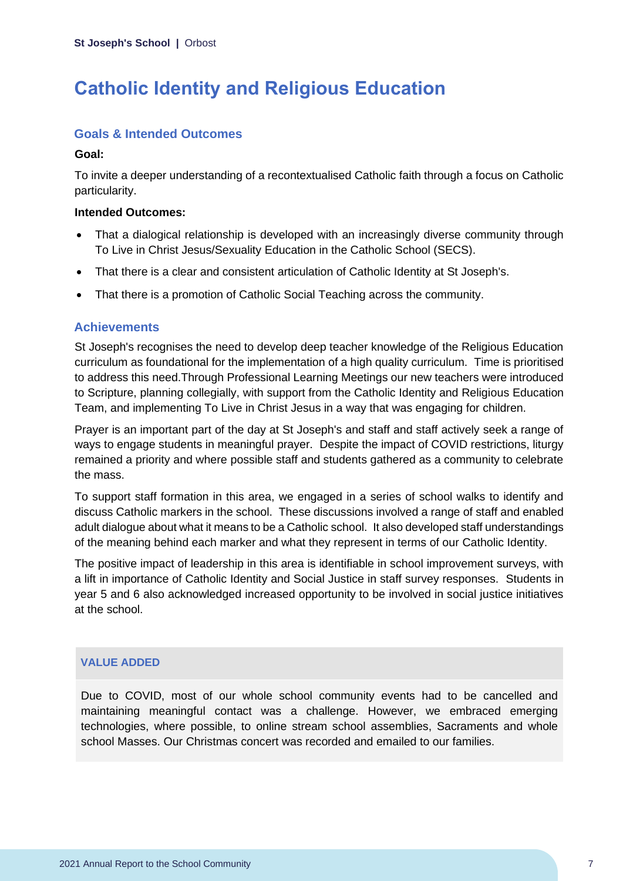# Catholic Identity and Religious Education

## Goals & Intended Outcomes

**Goal:**

To invite a deeper understanding of a recontextualised Catholic faith through a focus on Catholic particularity.

**Intended Outcomes:**

- That a dialogical relationship is developed with an increasingly diverse community through To Live in Christ Jesus/Sexuality Education in the Catholic School (SECS).
- That there is a clear and consistent articulation of Catholic Identity at St Joseph's.
- That there is a promotion of Catholic Social Teaching across the community.

## Achievements

St Joseph's recognises the need to develop deep teacher knowledge of the Religious Education curriculum as foundational for the implementation of a high quality curriculum. Time is prioritised to address this need.Through Professional Learning Meetings our new teachers were introduced to Scripture, planning collegially, with support from the Catholic Identity and Religious Education Team, and implementing To Live in Christ Jesus in a way that was engaging for children.

Prayer is an important part of the day at St Joseph's and staff and staff actively seek a range of ways to engage students in meaningful prayer. Despite the impact of COVID restrictions, liturgy remained a priority and where possible staff and students gathered as a community to celebrate the mass.

To support staff formation in this area, we engaged in a series of school walks to identify and discuss Catholic markers in the school. These discussions involved a range of staff and enabled adult dialogue about what it means to be a Catholic school. It also developed staff understandings of the meaning behind each marker and what they represent in terms of our Catholic Identity.

The positive impact of leadership in this area is identifiable in school improvement surveys, with a lift in importance of Catholic Identity and Social Justice in staff survey responses. Students in year 5 and 6 also acknowledged increased opportunity to be involved in social justice initiatives at the school.

### VALUE ADDED

Due to COVID, most of our whole school community events had to be cancelled and maintaining meaningful contact was a challenge. However, we embraced emerging technologies, where possible, to online stream school assemblies, Sacraments and whole school Masses. Our Christmas concert was recorded and emailed to our families.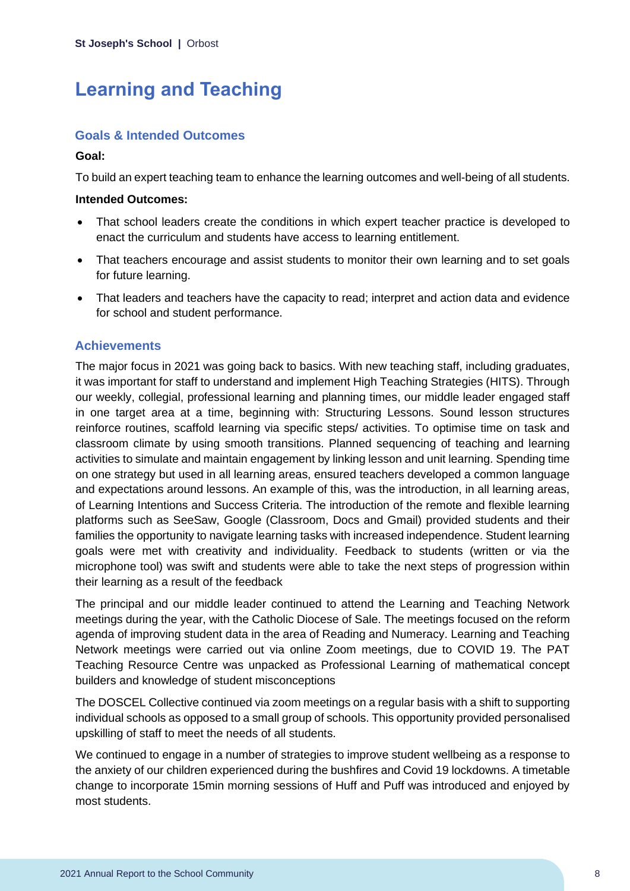# Learning and Teaching

## Goals & Intended Outcomes

**Goal:**

To build an expert teaching team to enhance the learning outcomes and well-being of all students.

**Intended Outcomes:**

- That school leaders create the conditions in which expert teacher practice is developed to enact the curriculum and students have access to learning entitlement.
- That teachers encourage and assist students to monitor their own learning and to set goals for future learning.
- That leaders and teachers have the capacity to read; interpret and action data and evidence for school and student performance.

## Achievements

The major focus in 2021 was going back to basics. With new teaching staff, including graduates, it was important for staff to understand and implement High Teaching Strategies (HITS). Through our weekly, collegial, professional learning and planning times, our middle leader engaged staff in one target area at a time, beginning with: Structuring Lessons. Sound lesson structures reinforce routines, scaffold learning via specific steps/ activities. To optimise time on task and classroom climate by using smooth transitions. Planned sequencing of teaching and learning activities to simulate and maintain engagement by linking lesson and unit learning. Spending time on one strategy but used in all learning areas, ensured teachers developed a common language and expectations around lessons. An example of this, was the introduction, in all learning areas, of Learning Intentions and Success Criteria. The introduction of the remote and flexible learning platforms such as SeeSaw, Google (Classroom, Docs and Gmail) provided students and their families the opportunity to navigate learning tasks with increased independence. Student learning goals were met with creativity and individuality. Feedback to students (written or via the microphone tool) was swift and students were able to take the next steps of progression within their learning as a result of the feedback

The principal and our middle leader continued to attend the Learning and Teaching Network meetings during the year, with the Catholic Diocese of Sale. The meetings focused on the reform agenda of improving student data in the area of Reading and Numeracy. Learning and Teaching Network meetings were carried out via online Zoom meetings, due to COVID 19. The PAT Teaching Resource Centre was unpacked as Professional Learning of mathematical concept builders and knowledge of student misconceptions

The DOSCEL Collective continued via zoom meetings on a regular basis with a shift to supporting individual schools as opposed to a small group of schools. This opportunity provided personalised upskilling of staff to meet the needs of all students.

We continued to engage in a number of strategies to improve student wellbeing as a response to the anxiety of our children experienced during the bushfires and Covid 19 lockdowns. A timetable change to incorporate 15min morning sessions of Huff and Puff was introduced and enjoyed by most students.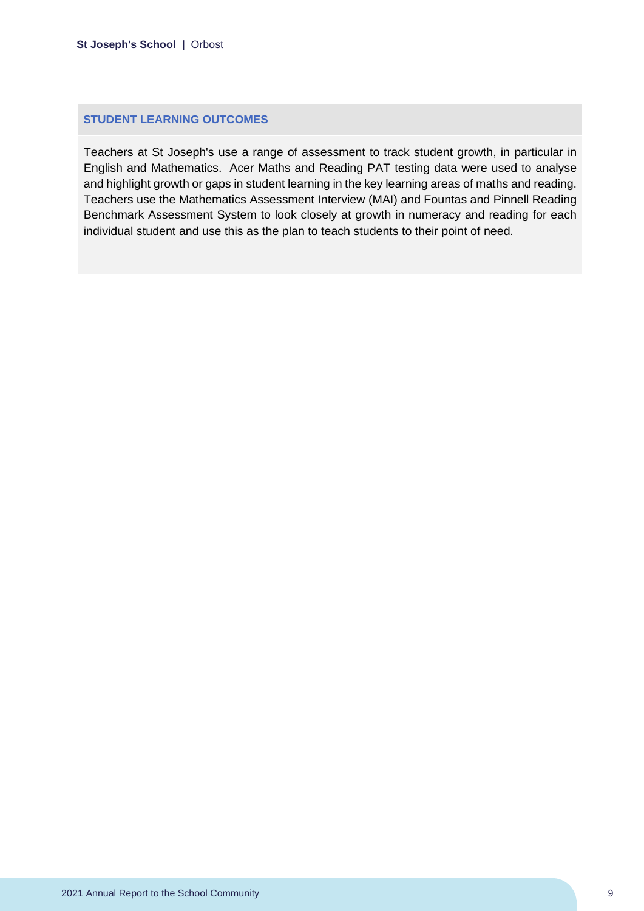## STUDENT LEARNING OUTCOMES

Teachers at St Joseph's use a range of assessment to track student growth, in particular in English and Mathematics. Acer Maths and Reading PAT testing data were used to analyse and highlight growth or gaps in student learning in the key learning areas of maths and reading. Teachers use the Mathematics Assessment Interview (MAI) and Fountas and Pinnell Reading Benchmark Assessment System to look closely at growth in numeracy and reading for each individual student and use this as the plan to teach students to their point of need.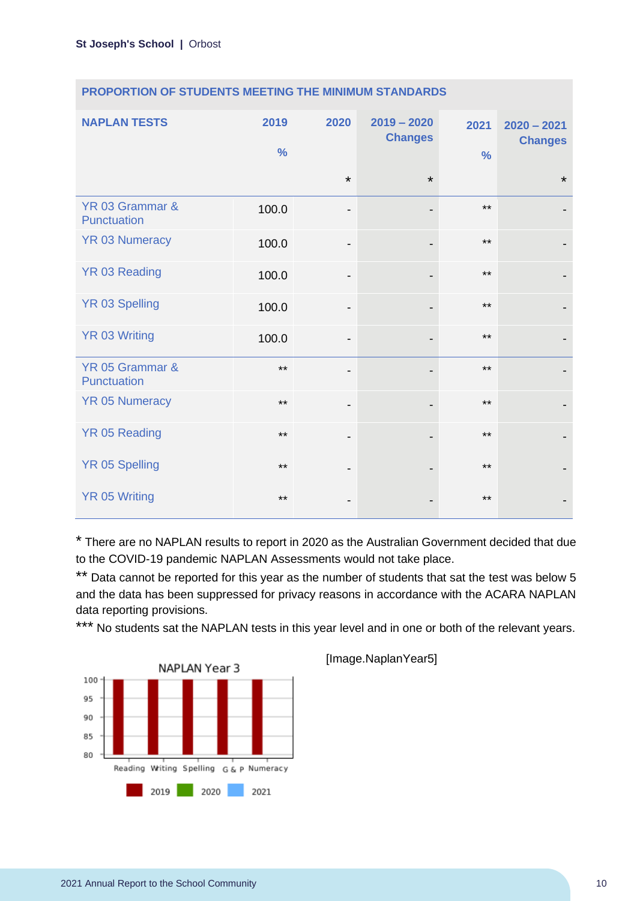| PROPORTION OF STUDENTS MEETING THE MINIMUM STANDARDS | | | | | |
|---|---|---|---|---|---|
| **NAPLAN TESTS** | **2019 %** | **2020 *** | **2019 – 2020 Changes *** | **2021 %** | **2020 – 2021 Changes *** |
| YR 03 Grammar & Punctuation | 100.0 | - | - | ** | - |
| YR 03 Numeracy | 100.0 | - | - | ** | - |
| YR 03 Reading | 100.0 | - | - | ** | - |
| YR 03 Spelling | 100.0 | - | - | ** | - |
| YR 03 Writing | 100.0 | - | - | ** | - |
| YR 05 Grammar & Punctuation | ** | - | - | ** | - |
| YR 05 Numeracy | ** | - | - | ** | - |
| YR 05 Reading | ** | - | - | ** | - |
| YR 05 Spelling | ** | - | - | ** | - |
| YR 05 Writing | ** | - | - | ** | - |

* There are no NAPLAN results to report in 2020 as the Australian Government decided that due to the COVID-19 pandemic NAPLAN Assessments would not take place.

** Data cannot be reported for this year as the number of students that sat the test was below 5 and the data has been suppressed for privacy reasons in accordance with the ACARA NAPLAN data reporting provisions.

*** No students sat the NAPLAN tests in this year level and in one or both of the relevant years.

[Image.NaplanYear5]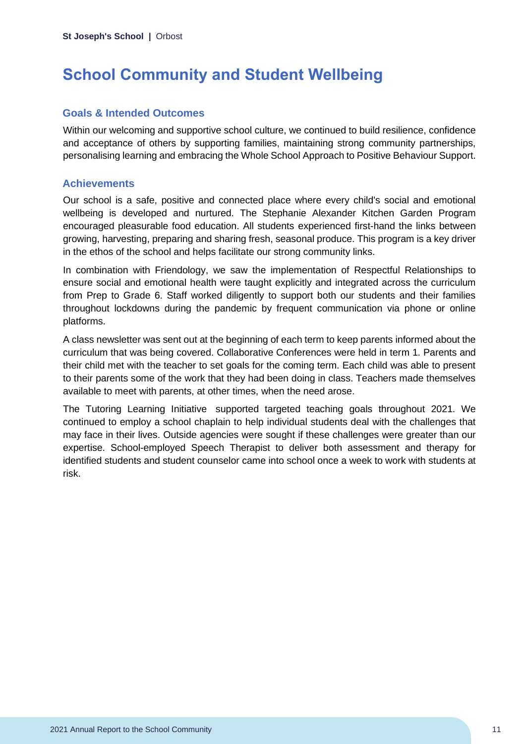# School Community and Student Wellbeing

## Goals & Intended Outcomes

Within our welcoming and supportive school culture, we continued to build resilience, confidence and acceptance of others by supporting families, maintaining strong community partnerships, personalising learning and embracing the Whole School Approach to Positive Behaviour Support.

## Achievements

Our school is a safe, positive and connected place where every child's social and emotional wellbeing is developed and nurtured. The Stephanie Alexander Kitchen Garden Program encouraged pleasurable food education. All students experienced first-hand the links between growing, harvesting, preparing and sharing fresh, seasonal produce. This program is a key driver in the ethos of the school and helps facilitate our strong community links.

In combination with Friendology, we saw the implementation of Respectful Relationships to ensure social and emotional health were taught explicitly and integrated across the curriculum from Prep to Grade 6. Staff worked diligently to support both our students and their families throughout lockdowns during the pandemic by frequent communication via phone or online platforms.

A class newsletter was sent out at the beginning of each term to keep parents informed about the curriculum that was being covered. Collaborative Conferences were held in term 1. Parents and their child met with the teacher to set goals for the coming term. Each child was able to present to their parents some of the work that they had been doing in class. Teachers made themselves available to meet with parents, at other times, when the need arose.

The Tutoring Learning Initiative supported targeted teaching goals throughout 2021. We continued to employ a school chaplain to help individual students deal with the challenges that may face in their lives. Outside agencies were sought if these challenges were greater than our expertise. School-employed Speech Therapist to deliver both assessment and therapy for identified students and student counselor came into school once a week to work with students at risk.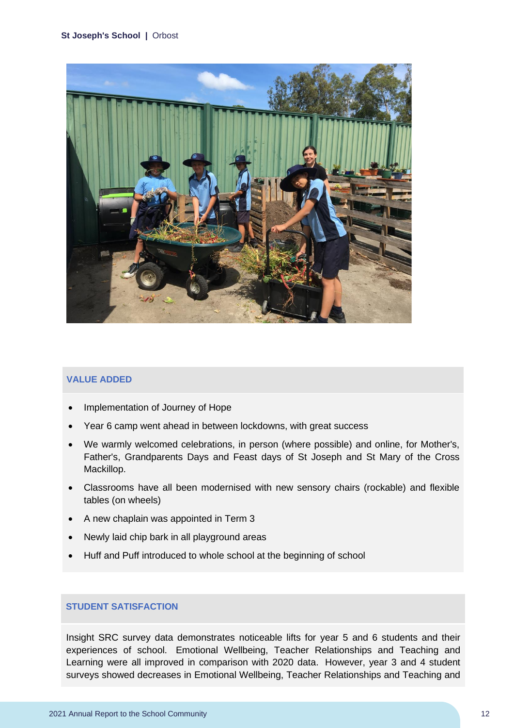## VALUE ADDED

- Implementation of Journey of Hope
- Year 6 camp went ahead in between lockdowns, with great success
- We warmly welcomed celebrations, in person (where possible) and online, for Mother's, Father's, Grandparents Days and Feast days of St Joseph and St Mary of the Cross Mackillop.
- Classrooms have all been modernised with new sensory chairs (rockable) and flexible tables (on wheels)
- A new chaplain was appointed in Term 3
- Newly laid chip bark in all playground areas
- Huff and Puff introduced to whole school at the beginning of school

## STUDENT SATISFACTION

Insight SRC survey data demonstrates noticeable lifts for year 5 and 6 students and their experiences of school. Emotional Wellbeing, Teacher Relationships and Teaching and Learning were all improved in comparison with 2020 data. However, year 3 and 4 student surveys showed decreases in Emotional Wellbeing, Teacher Relationships and Teaching and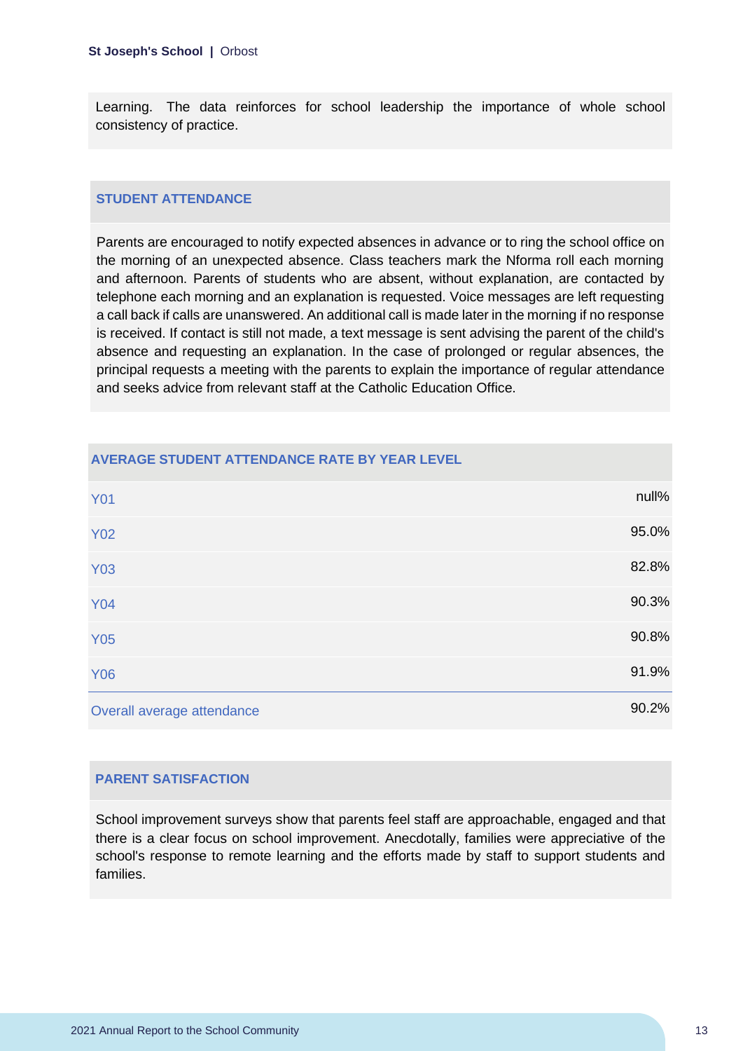Learning. The data reinforces for school leadership the importance of whole school consistency of practice.

## STUDENT ATTENDANCE

Parents are encouraged to notify expected absences in advance or to ring the school office on the morning of an unexpected absence. Class teachers mark the Nforma roll each morning and afternoon. Parents of students who are absent, without explanation, are contacted by telephone each morning and an explanation is requested. Voice messages are left requesting a call back if calls are unanswered. An additional call is made later in the morning if no response is received. If contact is still not made, a text message is sent advising the parent of the child's absence and requesting an explanation. In the case of prolonged or regular absences, the principal requests a meeting with the parents to explain the importance of regular attendance and seeks advice from relevant staff at the Catholic Education Office.

## AVERAGE STUDENT ATTENDANCE RATE BY YEAR LEVEL

| Year Level | Attendance |
|---|---|
| Y01 | null% |
| Y02 | 95.0% |
| Y03 | 82.8% |
| Y04 | 90.3% |
| Y05 | 90.8% |
| Y06 | 91.9% |
| Overall average attendance | 90.2% |

## PARENT SATISFACTION

School improvement surveys show that parents feel staff are approachable, engaged and that there is a clear focus on school improvement. Anecdotally, families were appreciative of the school's response to remote learning and the efforts made by staff to support students and families.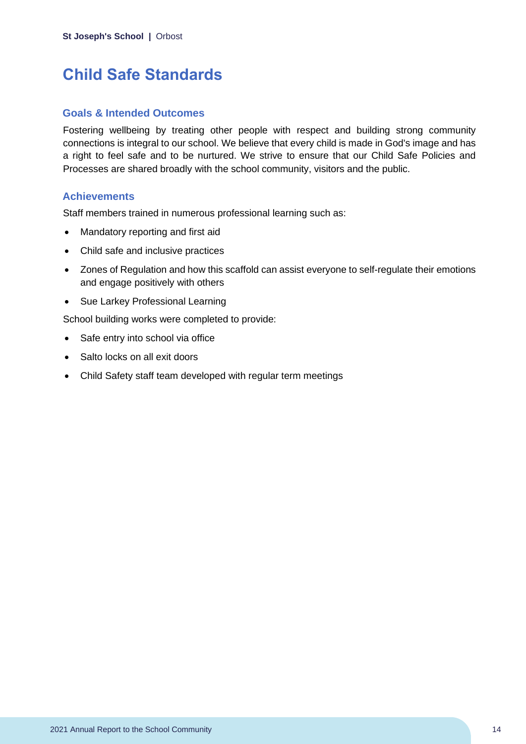# Child Safe Standards

## Goals & Intended Outcomes

Fostering wellbeing by treating other people with respect and building strong community connections is integral to our school. We believe that every child is made in God's image and has a right to feel safe and to be nurtured. We strive to ensure that our Child Safe Policies and Processes are shared broadly with the school community, visitors and the public.

## Achievements

Staff members trained in numerous professional learning such as:

- Mandatory reporting and first aid
- Child safe and inclusive practices
- Zones of Regulation and how this scaffold can assist everyone to self-regulate their emotions and engage positively with others
- Sue Larkey Professional Learning

School building works were completed to provide:

- Safe entry into school via office
- Salto locks on all exit doors
- Child Safety staff team developed with regular term meetings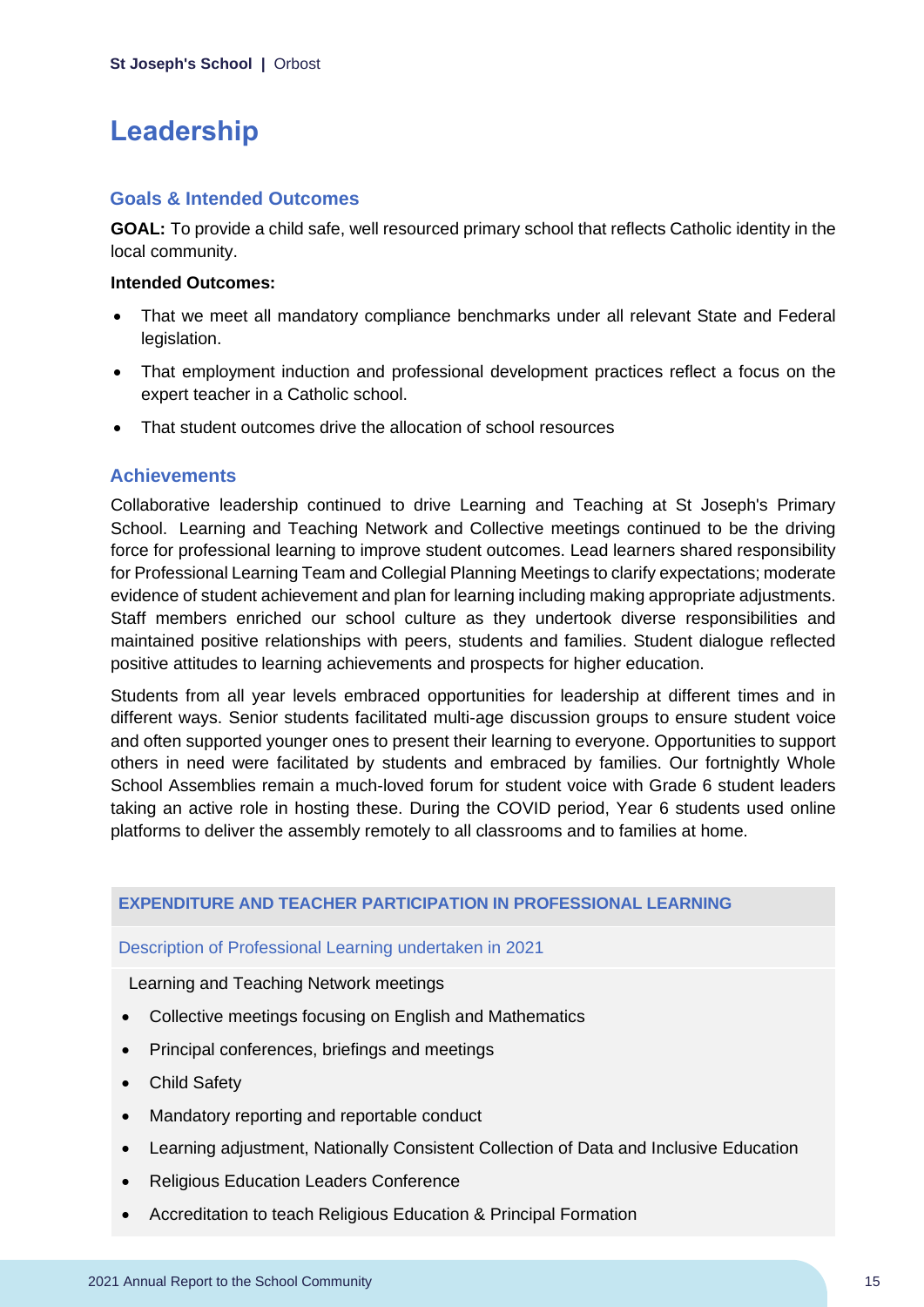# Leadership

## Goals & Intended Outcomes

**GOAL:** To provide a child safe, well resourced primary school that reflects Catholic identity in the local community.

**Intended Outcomes:**

- That we meet all mandatory compliance benchmarks under all relevant State and Federal legislation.
- That employment induction and professional development practices reflect a focus on the expert teacher in a Catholic school.
- That student outcomes drive the allocation of school resources

## Achievements

Collaborative leadership continued to drive Learning and Teaching at St Joseph's Primary School. Learning and Teaching Network and Collective meetings continued to be the driving force for professional learning to improve student outcomes. Lead learners shared responsibility for Professional Learning Team and Collegial Planning Meetings to clarify expectations; moderate evidence of student achievement and plan for learning including making appropriate adjustments. Staff members enriched our school culture as they undertook diverse responsibilities and maintained positive relationships with peers, students and families. Student dialogue reflected positive attitudes to learning achievements and prospects for higher education.

Students from all year levels embraced opportunities for leadership at different times and in different ways. Senior students facilitated multi-age discussion groups to ensure student voice and often supported younger ones to present their learning to everyone. Opportunities to support others in need were facilitated by students and embraced by families. Our fortnightly Whole School Assemblies remain a much-loved forum for student voice with Grade 6 student leaders taking an active role in hosting these. During the COVID period, Year 6 students used online platforms to deliver the assembly remotely to all classrooms and to families at home.

| EXPENDITURE AND TEACHER PARTICIPATION IN PROFESSIONAL LEARNING |
| --- |
| Description of Professional Learning undertaken in 2021 |
| Learning and Teaching Network meetings<br>• Collective meetings focusing on English and Mathematics<br>• Principal conferences, briefings and meetings<br>• Child Safety<br>• Mandatory reporting and reportable conduct<br>• Learning adjustment, Nationally Consistent Collection of Data and Inclusive Education<br>• Religious Education Leaders Conference<br>• Accreditation to teach Religious Education & Principal Formation |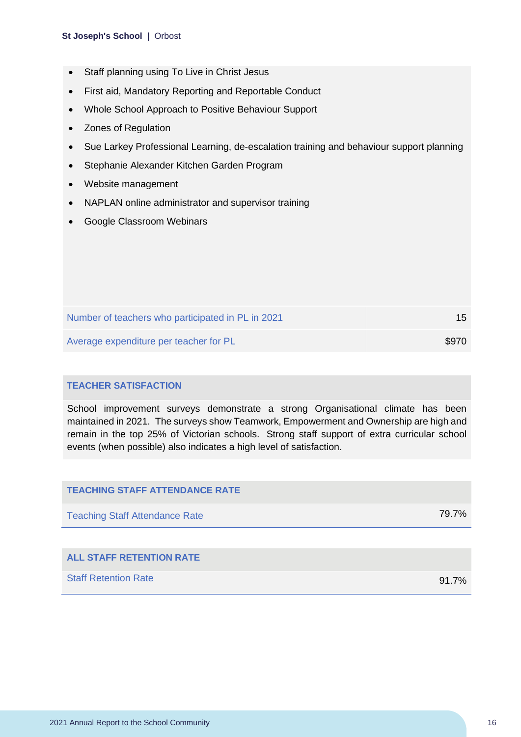- Staff planning using To Live in Christ Jesus
- First aid, Mandatory Reporting and Reportable Conduct
- Whole School Approach to Positive Behaviour Support
- Zones of Regulation
- Sue Larkey Professional Learning, de-escalation training and behaviour support planning
- Stephanie Alexander Kitchen Garden Program
- Website management
- NAPLAN online administrator and supervisor training
- Google Classroom Webinars

| | |
|---|---|
| Number of teachers who participated in PL in 2021 | 15 |
| Average expenditure per teacher for PL | $970 |

## TEACHER SATISFACTION

School improvement surveys demonstrate a strong Organisational climate has been maintained in 2021. The surveys show Teamwork, Empowerment and Ownership are high and remain in the top 25% of Victorian schools. Strong staff support of extra curricular school events (when possible) also indicates a high level of satisfaction.

## TEACHING STAFF ATTENDANCE RATE

| | |
|---|---|
| Teaching Staff Attendance Rate | 79.7% |

## ALL STAFF RETENTION RATE

| | |
|---|---|
| Staff Retention Rate | 91.7% |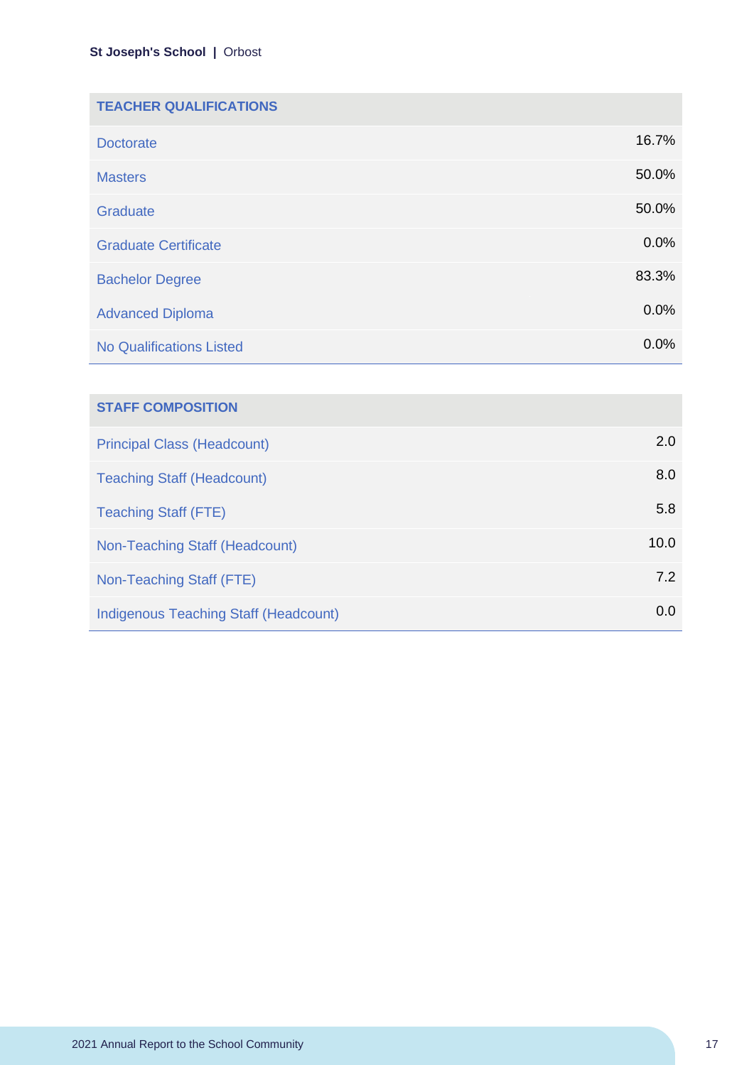| TEACHER QUALIFICATIONS | |
|---|---|
| Doctorate | 16.7% |
| Masters | 50.0% |
| Graduate | 50.0% |
| Graduate Certificate | 0.0% |
| Bachelor Degree | 83.3% |
| Advanced Diploma | 0.0% |
| No Qualifications Listed | 0.0% |

| STAFF COMPOSITION | |
|---|---|
| Principal Class (Headcount) | 2.0 |
| Teaching Staff (Headcount) | 8.0 |
| Teaching Staff (FTE) | 5.8 |
| Non-Teaching Staff (Headcount) | 10.0 |
| Non-Teaching Staff (FTE) | 7.2 |
| Indigenous Teaching Staff (Headcount) | 0.0 |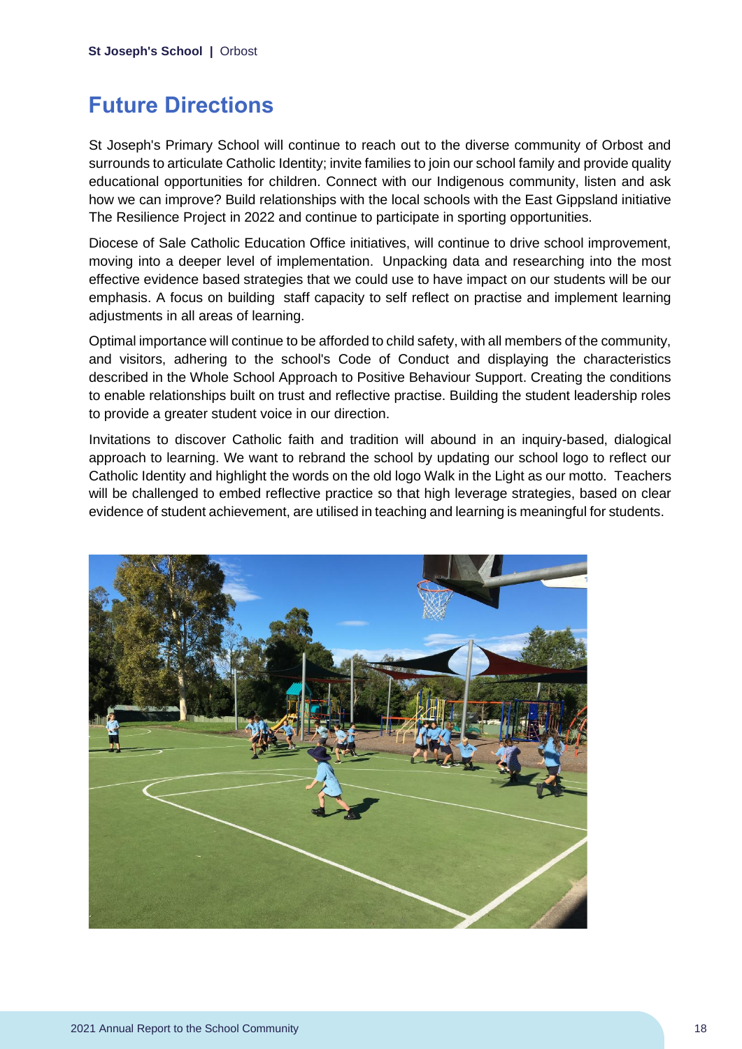# Future Directions

St Joseph's Primary School will continue to reach out to the diverse community of Orbost and surrounds to articulate Catholic Identity; invite families to join our school family and provide quality educational opportunities for children. Connect with our Indigenous community, listen and ask how we can improve? Build relationships with the local schools with the East Gippsland initiative The Resilience Project in 2022 and continue to participate in sporting opportunities.

Diocese of Sale Catholic Education Office initiatives, will continue to drive school improvement, moving into a deeper level of implementation. Unpacking data and researching into the most effective evidence based strategies that we could use to have impact on our students will be our emphasis. A focus on building staff capacity to self reflect on practise and implement learning adjustments in all areas of learning.

Optimal importance will continue to be afforded to child safety, with all members of the community, and visitors, adhering to the school's Code of Conduct and displaying the characteristics described in the Whole School Approach to Positive Behaviour Support. Creating the conditions to enable relationships built on trust and reflective practise. Building the student leadership roles to provide a greater student voice in our direction.

Invitations to discover Catholic faith and tradition will abound in an inquiry-based, dialogical approach to learning. We want to rebrand the school by updating our school logo to reflect our Catholic Identity and highlight the words on the old logo Walk in the Light as our motto. Teachers will be challenged to embed reflective practice so that high leverage strategies, based on clear evidence of student achievement, are utilised in teaching and learning is meaningful for students.